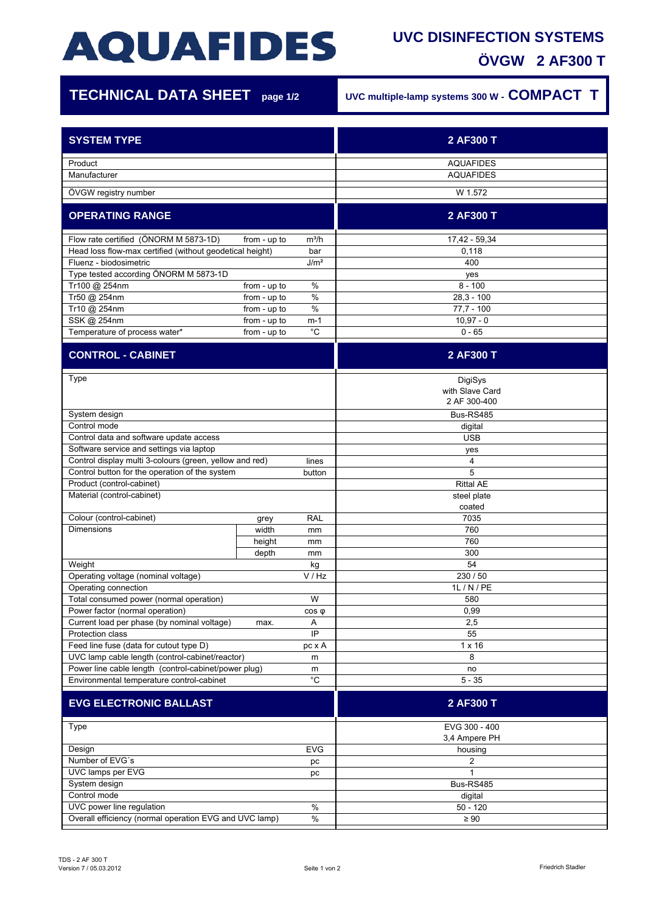# AQUAFIDES

## UVC DISINFECTION SYSTEMS

## ÖVGW 2 AF300 T

## TECHNICAL DATA SHEET page 1/2

**UVC multiple-lamp systems 300 W - COMPACT T**

| SYSTEM TYPE | | | 2 AF300 T |
|---|---|---|---|
| Product | | | AQUAFIDES |
| Manufacturer | | | AQUAFIDES |
| ÖVGW registry number | | | W 1.572 |
| **OPERATING RANGE** | | | **2 AF300 T** |
| Flow rate certified (ÖNORM M 5873-1D) | from - up to | m³/h | 17,42 - 59,34 |
| Head loss flow-max certified (without geodetical height) | | bar | 0,118 |
| Fluenz - biodosimetric | | J/m² | 400 |
| Type tested according ÖNORM M 5873-1D | | | yes |
| Tr100 @ 254nm | from - up to | % | 8 - 100 |
| Tr50 @ 254nm | from - up to | % | 28,3 - 100 |
| Tr10 @ 254nm | from - up to | % | 77,7 - 100 |
| SSK @ 254nm | from - up to | m-1 | 10,97 - 0 |
| Temperature of process water* | from - up to | °C | 0 - 65 |
| **CONTROL - CABINET** | | | **2 AF300 T** |
| Type | | | DigiSys with Slave Card 2 AF 300-400 |
| System design | | | Bus-RS485 |
| Control mode | | | digital |
| Control data and software update access | | | USB |
| Software service and settings via laptop | | | yes |
| Control display multi 3-colours (green, yellow and red) | | lines | 4 |
| Control button for the operation of the system | | button | 5 |
| Product (control-cabinet) | | | Rittal AE |
| Material (control-cabinet) | | | steel plate coated |
| Colour (control-cabinet) | grey | RAL | 7035 |
| Dimensions | width | mm | 760 |
| | height | mm | 760 |
| | depth | mm | 300 |
| Weight | | kg | 54 |
| Operating voltage (nominal voltage) | | V / Hz | 230 / 50 |
| Operating connection | | | 1L / N / PE |
| Total consumed power (normal operation) | | W | 580 |
| Power factor (normal operation) | | cos φ | 0,99 |
| Current load per phase (by nominal voltage) | max. | A | 2,5 |
| Protection class | | IP | 55 |
| Feed line fuse (data for cutout type D) | | pc x A | 1 x 16 |
| UVC lamp cable length (control-cabinet/reactor) | | m | 8 |
| Power line cable length (control-cabinet/power plug) | | m | no |
| Environmental temperature control-cabinet | | °C | 5 - 35 |
| **EVG ELECTRONIC BALLAST** | | | **2 AF300 T** |
| Type | | | EVG 300 - 400 3,4 Ampere PH |
| Design | | EVG | housing |
| Number of EVG´s | | pc | 2 |
| UVC lamps per EVG | | pc | 1 |
| System design | | | Bus-RS485 |
| Control mode | | | digital |
| UVC power line regulation | | % | 50 - 120 |
| Overall efficiency (normal operation EVG and UVC lamp) | | % | ≥ 90 |

TDS - 2 AF 300 T
Version 7 / 05.03.2012

Friedrich Stadler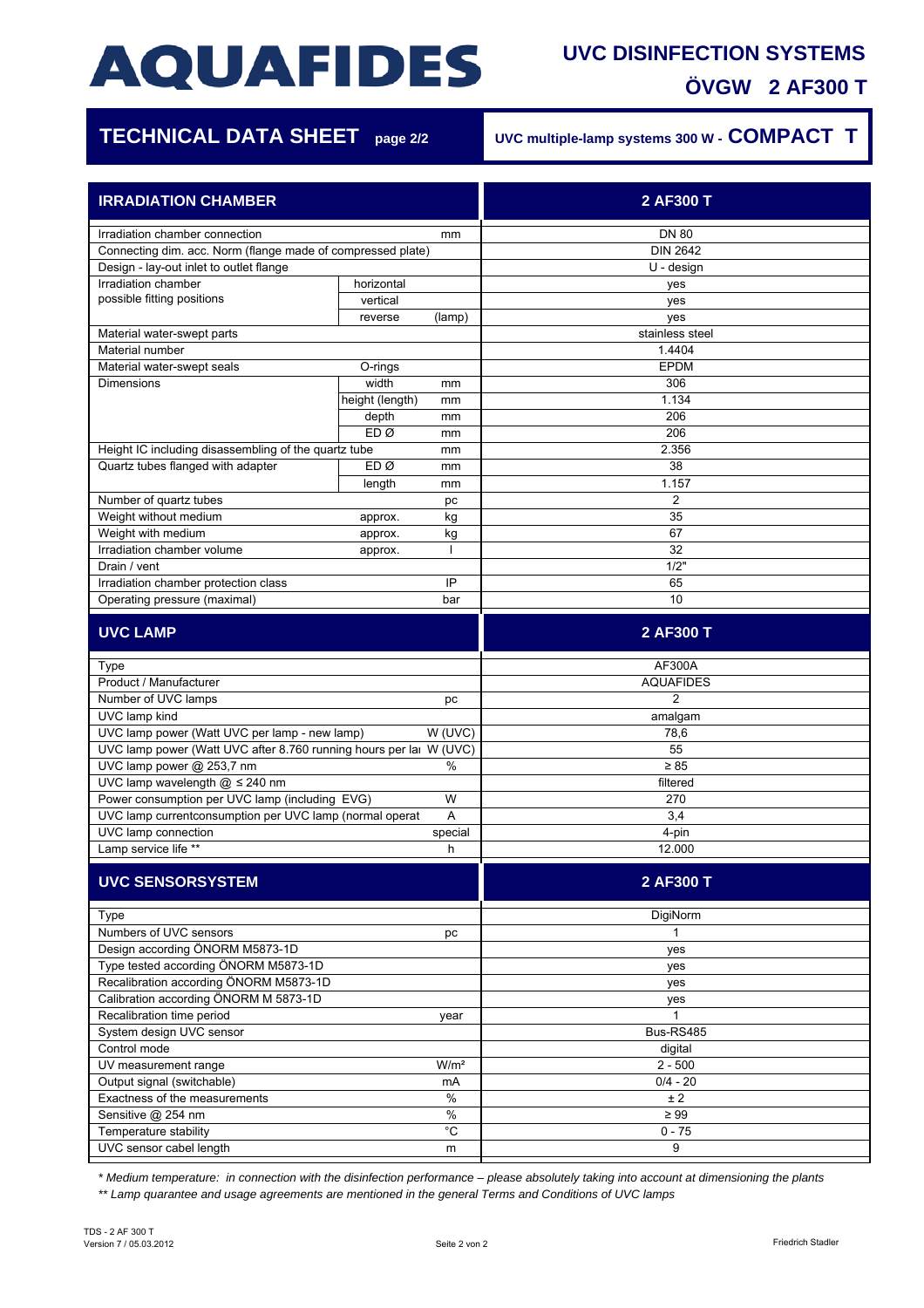# AQUAFIDES

## UVC DISINFECTION SYSTEMS
## ÖVGW 2 AF300 T

## TECHNICAL DATA SHEET page 2/2

UVC multiple-lamp systems 300 W - **COMPACT T**

| IRRADIATION CHAMBER | | | 2 AF300 T |
|---|---|---|---|
| Irradiation chamber connection | | mm | DN 80 |
| Connecting dim. acc. Norm (flange made of compressed plate) | | | DIN 2642 |
| Design - lay-out inlet to outlet flange | | | U - design |
| Irradiation chamber possible fitting positions | horizontal | | yes |
| | vertical | | yes |
| | reverse | (lamp) | yes |
| Material water-swept parts | | | stainless steel |
| Material number | | | 1.4404 |
| Material water-swept seals | O-rings | | EPDM |
| Dimensions | width | mm | 306 |
| | height (length) | mm | 1.134 |
| | depth | mm | 206 |
| | ED Ø | mm | 206 |
| Height IC including disassembling of the quartz tube | | mm | 2.356 |
| Quartz tubes flanged with adapter | ED Ø | mm | 38 |
| | length | mm | 1.157 |
| Number of quartz tubes | | pc | 2 |
| Weight without medium | approx. | kg | 35 |
| Weight with medium | approx. | kg | 67 |
| Irradiation chamber volume | approx. | l | 32 |
| Drain / vent | | | 1/2" |
| Irradiation chamber protection class | | IP | 65 |
| Operating pressure (maximal) | | bar | 10 |

| UVC LAMP | | 2 AF300 T |
|---|---|---|
| Type | | AF300A |
| Product / Manufacturer | | AQUAFIDES |
| Number of UVC lamps | pc | 2 |
| UVC lamp kind | | amalgam |
| UVC lamp power (Watt UVC per lamp - new lamp) | W (UVC) | 78,6 |
| UVC lamp power (Watt UVC after 8.760 running hours per lai | W (UVC) | 55 |
| UVC lamp power @ 253,7 nm | % | ≥ 85 |
| UVC lamp wavelength @ ≤ 240 nm | | filtered |
| Power consumption per UVC lamp (including EVG) | W | 270 |
| UVC lamp currentconsumption per UVC lamp (normal operat | A | 3,4 |
| UVC lamp connection | special | 4-pin |
| Lamp service life ** | h | 12.000 |

| UVC SENSORSYSTEM | | 2 AF300 T |
|---|---|---|
| Type | | DigiNorm |
| Numbers of UVC sensors | pc | 1 |
| Design according ÖNORM M5873-1D | | yes |
| Type tested according ÖNORM M5873-1D | | yes |
| Recalibration according ÖNORM M5873-1D | | yes |
| Calibration according ÖNORM M 5873-1D | | yes |
| Recalibration time period | year | 1 |
| System design UVC sensor | | Bus-RS485 |
| Control mode | | digital |
| UV measurement range | W/m² | 2 - 500 |
| Output signal (switchable) | mA | 0/4 - 20 |
| Exactness of the measurements | % | ± 2 |
| Sensitive @ 254 nm | % | ≥ 99 |
| Temperature stability | °C | 0 - 75 |
| UVC sensor cabel length | m | 9 |

*\* Medium temperature: in connection with the disinfection performance – please absolutely taking into account at dimensioning the plants*

*\*\* Lamp quarantee and usage agreements are mentioned in the general Terms and Conditions of UVC lamps*

TDS - 2 AF 300 T
Version 7 / 05.03.2012

Friedrich Stadler